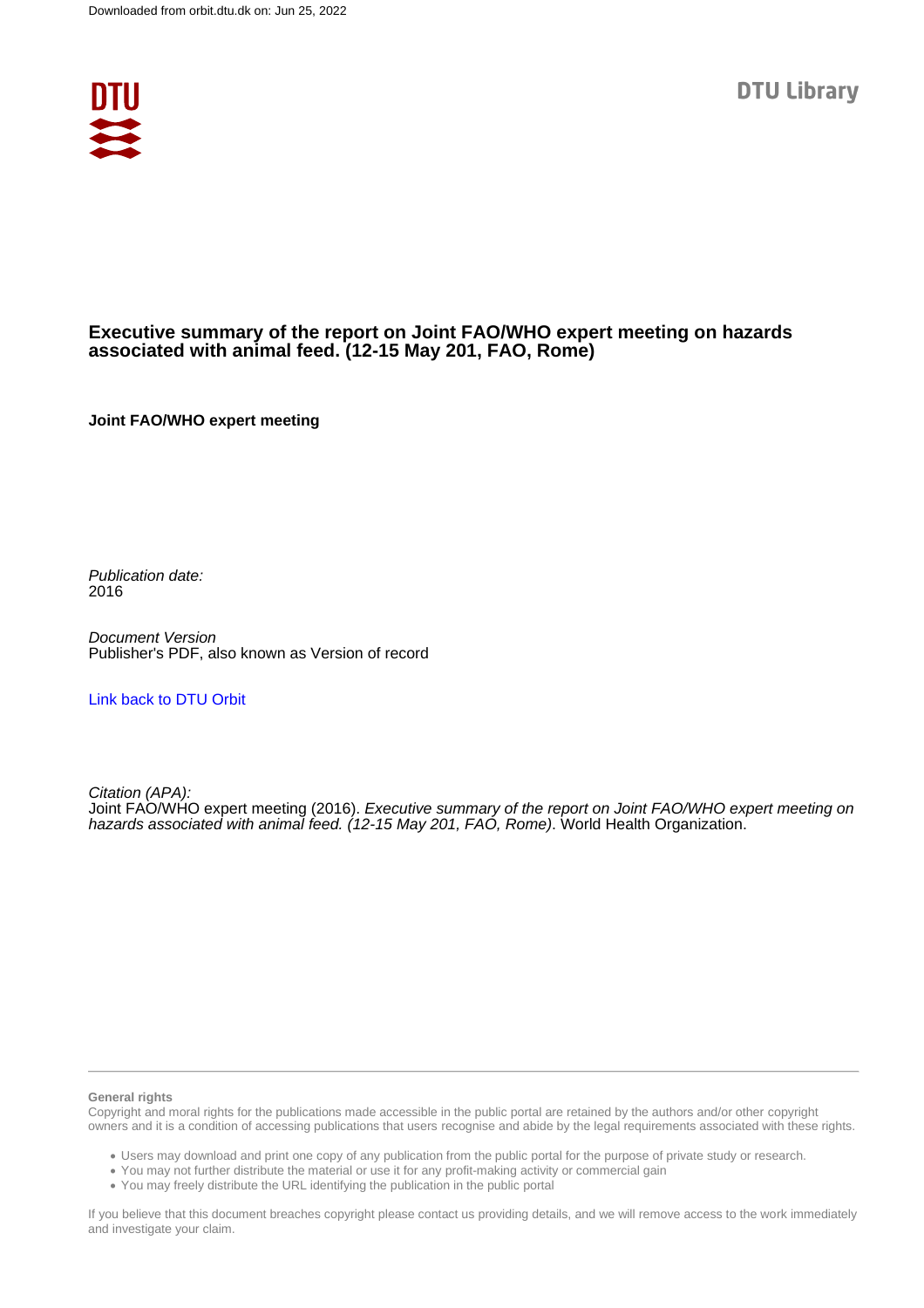Downloaded from orbit.dtu.dk on: Jun 25, 2022

DTU Library

# Executive summary of the report on Joint FAO/WHO expert meeting on hazards associated with animal feed. (12-15 May 201, FAO, Rome)

**Joint FAO/WHO expert meeting**

*Publication date:*
2016

*Document Version*
Publisher's PDF, also known as Version of record

[Link back to DTU Orbit](#)

*Citation (APA):*
Joint FAO/WHO expert meeting (2016). *Executive summary of the report on Joint FAO/WHO expert meeting on hazards associated with animal feed. (12-15 May 201, FAO, Rome)*. World Health Organization.

**General rights**

Copyright and moral rights for the publications made accessible in the public portal are retained by the authors and/or other copyright owners and it is a condition of accessing publications that users recognise and abide by the legal requirements associated with these rights.

- Users may download and print one copy of any publication from the public portal for the purpose of private study or research.
- You may not further distribute the material or use it for any profit-making activity or commercial gain
- You may freely distribute the URL identifying the publication in the public portal

If you believe that this document breaches copyright please contact us providing details, and we will remove access to the work immediately and investigate your claim.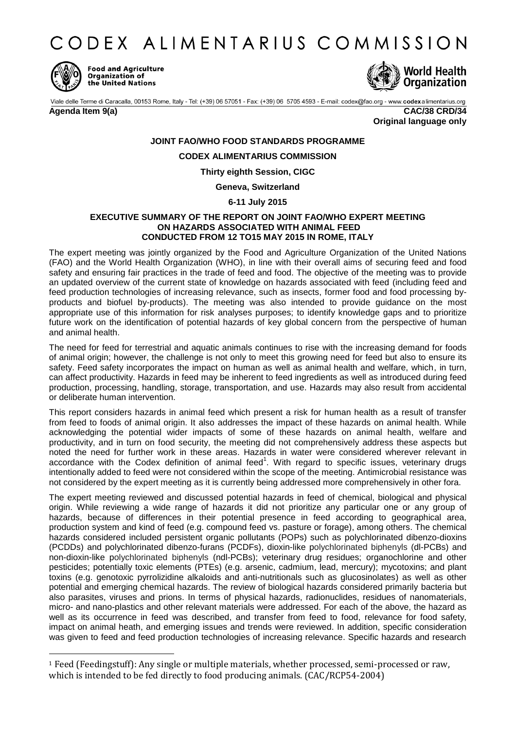# CODEX ALIMENTARIUS COMMISSION

**Food and Agriculture Organization of the United Nations**

**World Health Organization**

Viale delle Terme di Caracalla, 00153 Rome, Italy - Tel: (+39) 06 57051 - Fax: (+39) 06 5705 4593 - E-mail: codex@fao.org - www.codexalimentarius.org

**Agenda Item 9(a)** **CAC/38 CRD/34**

**Original language only**

**JOINT FAO/WHO FOOD STANDARDS PROGRAMME**

**CODEX ALIMENTARIUS COMMISSION**

**Thirty eighth Session, CIGC**

**Geneva, Switzerland**

**6-11 July 2015**

**EXECUTIVE SUMMARY OF THE REPORT ON JOINT FAO/WHO EXPERT MEETING ON HAZARDS ASSOCIATED WITH ANIMAL FEED CONDUCTED FROM 12 TO15 MAY 2015 IN ROME, ITALY**

The expert meeting was jointly organized by the Food and Agriculture Organization of the United Nations (FAO) and the World Health Organization (WHO), in line with their overall aims of securing feed and food safety and ensuring fair practices in the trade of feed and food. The objective of the meeting was to provide an updated overview of the current state of knowledge on hazards associated with feed (including feed and feed production technologies of increasing relevance, such as insects, former food and food processing by-products and biofuel by-products). The meeting was also intended to provide guidance on the most appropriate use of this information for risk analyses purposes; to identify knowledge gaps and to prioritize future work on the identification of potential hazards of key global concern from the perspective of human and animal health.

The need for feed for terrestrial and aquatic animals continues to rise with the increasing demand for foods of animal origin; however, the challenge is not only to meet this growing need for feed but also to ensure its safety. Feed safety incorporates the impact on human as well as animal health and welfare, which, in turn, can affect productivity. Hazards in feed may be inherent to feed ingredients as well as introduced during feed production, processing, handling, storage, transportation, and use. Hazards may also result from accidental or deliberate human intervention.

This report considers hazards in animal feed which present a risk for human health as a result of transfer from feed to foods of animal origin. It also addresses the impact of these hazards on animal health. While acknowledging the potential wider impacts of some of these hazards on animal health, welfare and productivity, and in turn on food security, the meeting did not comprehensively address these aspects but noted the need for further work in these areas. Hazards in water were considered wherever relevant in accordance with the Codex definition of animal feed[1]. With regard to specific issues, veterinary drugs intentionally added to feed were not considered within the scope of the meeting. Antimicrobial resistance was not considered by the expert meeting as it is currently being addressed more comprehensively in other fora.

The expert meeting reviewed and discussed potential hazards in feed of chemical, biological and physical origin. While reviewing a wide range of hazards it did not prioritize any particular one or any group of hazards, because of differences in their potential presence in feed according to geographical area, production system and kind of feed (e.g. compound feed vs. pasture or forage), among others. The chemical hazards considered included persistent organic pollutants (POPs) such as polychlorinated dibenzo-dioxins (PCDDs) and polychlorinated dibenzo-furans (PCDFs), dioxin-like polychlorinated biphenyls (dl-PCBs) and non-dioxin-like polychlorinated biphenyls (ndl-PCBs); veterinary drug residues; organochlorine and other pesticides; potentially toxic elements (PTEs) (e.g. arsenic, cadmium, lead, mercury); mycotoxins; and plant toxins (e.g. genotoxic pyrrolizidine alkaloids and anti-nutritionals such as glucosinolates) as well as other potential and emerging chemical hazards. The review of biological hazards considered primarily bacteria but also parasites, viruses and prions. In terms of physical hazards, radionuclides, residues of nanomaterials, micro- and nano-plastics and other relevant materials were addressed. For each of the above, the hazard as well as its occurrence in feed was described, and transfer from feed to food, relevance for food safety, impact on animal heath, and emerging issues and trends were reviewed. In addition, specific consideration was given to feed and feed production technologies of increasing relevance. Specific hazards and research

[1] Feed (Feedingstuff): Any single or multiple materials, whether processed, semi-processed or raw, which is intended to be fed directly to food producing animals. (CAC/RCP54-2004)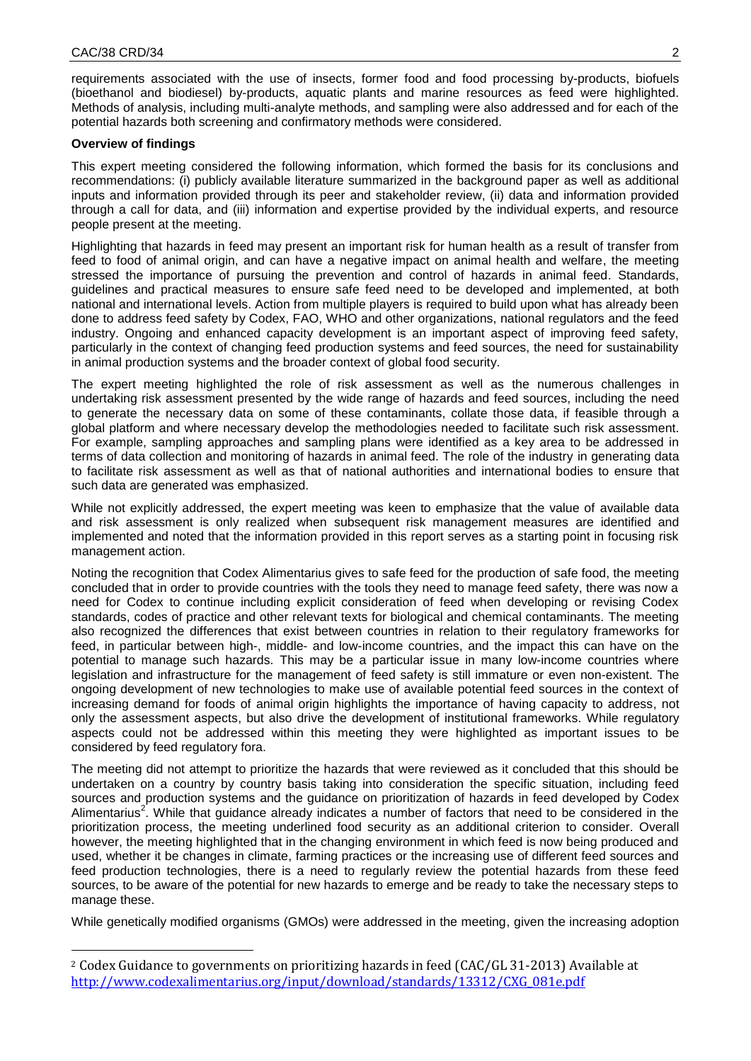requirements associated with the use of insects, former food and food processing by-products, biofuels (bioethanol and biodiesel) by-products, aquatic plants and marine resources as feed were highlighted. Methods of analysis, including multi-analyte methods, and sampling were also addressed and for each of the potential hazards both screening and confirmatory methods were considered.

**Overview of findings**

This expert meeting considered the following information, which formed the basis for its conclusions and recommendations: (i) publicly available literature summarized in the background paper as well as additional inputs and information provided through its peer and stakeholder review, (ii) data and information provided through a call for data, and (iii) information and expertise provided by the individual experts, and resource people present at the meeting.

Highlighting that hazards in feed may present an important risk for human health as a result of transfer from feed to food of animal origin, and can have a negative impact on animal health and welfare, the meeting stressed the importance of pursuing the prevention and control of hazards in animal feed. Standards, guidelines and practical measures to ensure safe feed need to be developed and implemented, at both national and international levels. Action from multiple players is required to build upon what has already been done to address feed safety by Codex, FAO, WHO and other organizations, national regulators and the feed industry. Ongoing and enhanced capacity development is an important aspect of improving feed safety, particularly in the context of changing feed production systems and feed sources, the need for sustainability in animal production systems and the broader context of global food security.

The expert meeting highlighted the role of risk assessment as well as the numerous challenges in undertaking risk assessment presented by the wide range of hazards and feed sources, including the need to generate the necessary data on some of these contaminants, collate those data, if feasible through a global platform and where necessary develop the methodologies needed to facilitate such risk assessment. For example, sampling approaches and sampling plans were identified as a key area to be addressed in terms of data collection and monitoring of hazards in animal feed. The role of the industry in generating data to facilitate risk assessment as well as that of national authorities and international bodies to ensure that such data are generated was emphasized.

While not explicitly addressed, the expert meeting was keen to emphasize that the value of available data and risk assessment is only realized when subsequent risk management measures are identified and implemented and noted that the information provided in this report serves as a starting point in focusing risk management action.

Noting the recognition that Codex Alimentarius gives to safe feed for the production of safe food, the meeting concluded that in order to provide countries with the tools they need to manage feed safety, there was now a need for Codex to continue including explicit consideration of feed when developing or revising Codex standards, codes of practice and other relevant texts for biological and chemical contaminants. The meeting also recognized the differences that exist between countries in relation to their regulatory frameworks for feed, in particular between high-, middle- and low-income countries, and the impact this can have on the potential to manage such hazards. This may be a particular issue in many low-income countries where legislation and infrastructure for the management of feed safety is still immature or even non-existent. The ongoing development of new technologies to make use of available potential feed sources in the context of increasing demand for foods of animal origin highlights the importance of having capacity to address, not only the assessment aspects, but also drive the development of institutional frameworks. While regulatory aspects could not be addressed within this meeting they were highlighted as important issues to be considered by feed regulatory fora.

The meeting did not attempt to prioritize the hazards that were reviewed as it concluded that this should be undertaken on a country by country basis taking into consideration the specific situation, including feed sources and production systems and the guidance on prioritization of hazards in feed developed by Codex Alimentarius[2]. While that guidance already indicates a number of factors that need to be considered in the prioritization process, the meeting underlined food security as an additional criterion to consider. Overall however, the meeting highlighted that in the changing environment in which feed is now being produced and used, whether it be changes in climate, farming practices or the increasing use of different feed sources and feed production technologies, there is a need to regularly review the potential hazards from these feed sources, to be aware of the potential for new hazards to emerge and be ready to take the necessary steps to manage these.

While genetically modified organisms (GMOs) were addressed in the meeting, given the increasing adoption

[2] Codex Guidance to governments on prioritizing hazards in feed (CAC/GL 31-2013) Available at http://www.codexalimentarius.org/input/download/standards/13312/CXG_081e.pdf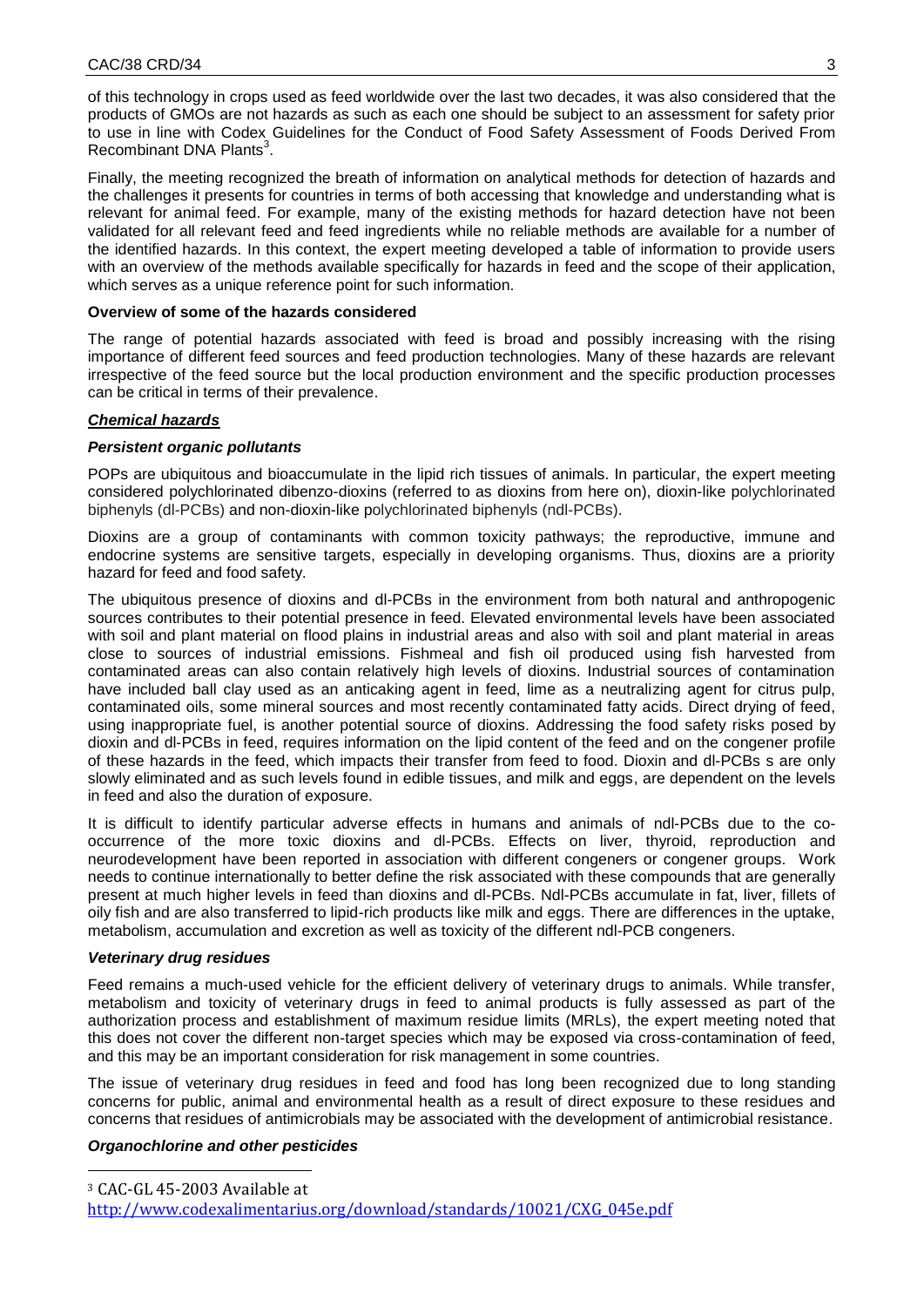of this technology in crops used as feed worldwide over the last two decades, it was also considered that the products of GMOs are not hazards as such as each one should be subject to an assessment for safety prior to use in line with Codex Guidelines for the Conduct of Food Safety Assessment of Foods Derived From Recombinant DNA Plants[3].

Finally, the meeting recognized the breath of information on analytical methods for detection of hazards and the challenges it presents for countries in terms of both accessing that knowledge and understanding what is relevant for animal feed. For example, many of the existing methods for hazard detection have not been validated for all relevant feed and feed ingredients while no reliable methods are available for a number of the identified hazards. In this context, the expert meeting developed a table of information to provide users with an overview of the methods available specifically for hazards in feed and the scope of their application, which serves as a unique reference point for such information.

**Overview of some of the hazards considered**

The range of potential hazards associated with feed is broad and possibly increasing with the rising importance of different feed sources and feed production technologies. Many of these hazards are relevant irrespective of the feed source but the local production environment and the specific production processes can be critical in terms of their prevalence.

***Chemical hazards***

***Persistent organic pollutants***

POPs are ubiquitous and bioaccumulate in the lipid rich tissues of animals. In particular, the expert meeting considered polychlorinated dibenzo-dioxins (referred to as dioxins from here on), dioxin-like polychlorinated biphenyls (dl-PCBs) and non-dioxin-like polychlorinated biphenyls (ndl-PCBs).

Dioxins are a group of contaminants with common toxicity pathways; the reproductive, immune and endocrine systems are sensitive targets, especially in developing organisms. Thus, dioxins are a priority hazard for feed and food safety.

The ubiquitous presence of dioxins and dl-PCBs in the environment from both natural and anthropogenic sources contributes to their potential presence in feed. Elevated environmental levels have been associated with soil and plant material on flood plains in industrial areas and also with soil and plant material in areas close to sources of industrial emissions. Fishmeal and fish oil produced using fish harvested from contaminated areas can also contain relatively high levels of dioxins. Industrial sources of contamination have included ball clay used as an anticaking agent in feed, lime as a neutralizing agent for citrus pulp, contaminated oils, some mineral sources and most recently contaminated fatty acids. Direct drying of feed, using inappropriate fuel, is another potential source of dioxins. Addressing the food safety risks posed by dioxin and dl-PCBs in feed, requires information on the lipid content of the feed and on the congener profile of these hazards in the feed, which impacts their transfer from feed to food. Dioxin and dl-PCBs s are only slowly eliminated and as such levels found in edible tissues, and milk and eggs, are dependent on the levels in feed and also the duration of exposure.

It is difficult to identify particular adverse effects in humans and animals of ndl-PCBs due to the co-occurrence of the more toxic dioxins and dl-PCBs. Effects on liver, thyroid, reproduction and neurodevelopment have been reported in association with different congeners or congener groups. Work needs to continue internationally to better define the risk associated with these compounds that are generally present at much higher levels in feed than dioxins and dl-PCBs. Ndl-PCBs accumulate in fat, liver, fillets of oily fish and are also transferred to lipid-rich products like milk and eggs. There are differences in the uptake, metabolism, accumulation and excretion as well as toxicity of the different ndl-PCB congeners.

***Veterinary drug residues***

Feed remains a much-used vehicle for the efficient delivery of veterinary drugs to animals. While transfer, metabolism and toxicity of veterinary drugs in feed to animal products is fully assessed as part of the authorization process and establishment of maximum residue limits (MRLs), the expert meeting noted that this does not cover the different non-target species which may be exposed via cross-contamination of feed, and this may be an important consideration for risk management in some countries.

The issue of veterinary drug residues in feed and food has long been recognized due to long standing concerns for public, animal and environmental health as a result of direct exposure to these residues and concerns that residues of antimicrobials may be associated with the development of antimicrobial resistance.

***Organochlorine and other pesticides***

[3] CAC-GL 45-2003 Available at http://www.codexalimentarius.org/download/standards/10021/CXG_045e.pdf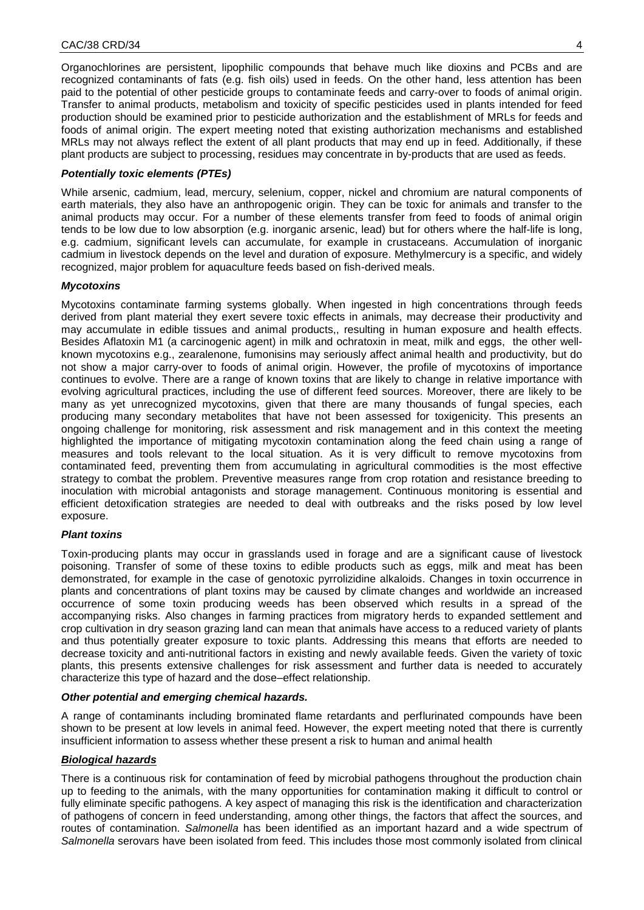Organochlorines are persistent, lipophilic compounds that behave much like dioxins and PCBs and are recognized contaminants of fats (e.g. fish oils) used in feeds. On the other hand, less attention has been paid to the potential of other pesticide groups to contaminate feeds and carry-over to foods of animal origin. Transfer to animal products, metabolism and toxicity of specific pesticides used in plants intended for feed production should be examined prior to pesticide authorization and the establishment of MRLs for feeds and foods of animal origin. The expert meeting noted that existing authorization mechanisms and established MRLs may not always reflect the extent of all plant products that may end up in feed. Additionally, if these plant products are subject to processing, residues may concentrate in by-products that are used as feeds.

#### ***Potentially toxic elements (PTEs)***

While arsenic, cadmium, lead, mercury, selenium, copper, nickel and chromium are natural components of earth materials, they also have an anthropogenic origin. They can be toxic for animals and transfer to the animal products may occur. For a number of these elements transfer from feed to foods of animal origin tends to be low due to low absorption (e.g. inorganic arsenic, lead) but for others where the half-life is long, e.g. cadmium, significant levels can accumulate, for example in crustaceans. Accumulation of inorganic cadmium in livestock depends on the level and duration of exposure. Methylmercury is a specific, and widely recognized, major problem for aquaculture feeds based on fish-derived meals.

#### ***Mycotoxins***

Mycotoxins contaminate farming systems globally. When ingested in high concentrations through feeds derived from plant material they exert severe toxic effects in animals, may decrease their productivity and may accumulate in edible tissues and animal products,, resulting in human exposure and health effects. Besides Aflatoxin M1 (a carcinogenic agent) in milk and ochratoxin in meat, milk and eggs, the other well-known mycotoxins e.g., zearalenone, fumonisins may seriously affect animal health and productivity, but do not show a major carry-over to foods of animal origin. However, the profile of mycotoxins of importance continues to evolve. There are a range of known toxins that are likely to change in relative importance with evolving agricultural practices, including the use of different feed sources. Moreover, there are likely to be many as yet unrecognized mycotoxins, given that there are many thousands of fungal species, each producing many secondary metabolites that have not been assessed for toxigenicity. This presents an ongoing challenge for monitoring, risk assessment and risk management and in this context the meeting highlighted the importance of mitigating mycotoxin contamination along the feed chain using a range of measures and tools relevant to the local situation. As it is very difficult to remove mycotoxins from contaminated feed, preventing them from accumulating in agricultural commodities is the most effective strategy to combat the problem. Preventive measures range from crop rotation and resistance breeding to inoculation with microbial antagonists and storage management. Continuous monitoring is essential and efficient detoxification strategies are needed to deal with outbreaks and the risks posed by low level exposure.

#### ***Plant toxins***

Toxin-producing plants may occur in grasslands used in forage and are a significant cause of livestock poisoning. Transfer of some of these toxins to edible products such as eggs, milk and meat has been demonstrated, for example in the case of genotoxic pyrrolizidine alkaloids. Changes in toxin occurrence in plants and concentrations of plant toxins may be caused by climate changes and worldwide an increased occurrence of some toxin producing weeds has been observed which results in a spread of the accompanying risks. Also changes in farming practices from migratory herds to expanded settlement and crop cultivation in dry season grazing land can mean that animals have access to a reduced variety of plants and thus potentially greater exposure to toxic plants. Addressing this means that efforts are needed to decrease toxicity and anti-nutritional factors in existing and newly available feeds. Given the variety of toxic plants, this presents extensive challenges for risk assessment and further data is needed to accurately characterize this type of hazard and the dose–effect relationship.

#### ***Other potential and emerging chemical hazards.***

A range of contaminants including brominated flame retardants and perflurinated compounds have been shown to be present at low levels in animal feed. However, the expert meeting noted that there is currently insufficient information to assess whether these present a risk to human and animal health

#### ***Biological hazards***

There is a continuous risk for contamination of feed by microbial pathogens throughout the production chain up to feeding to the animals, with the many opportunities for contamination making it difficult to control or fully eliminate specific pathogens. A key aspect of managing this risk is the identification and characterization of pathogens of concern in feed understanding, among other things, the factors that affect the sources, and routes of contamination. *Salmonella* has been identified as an important hazard and a wide spectrum of *Salmonella* serovars have been isolated from feed. This includes those most commonly isolated from clinical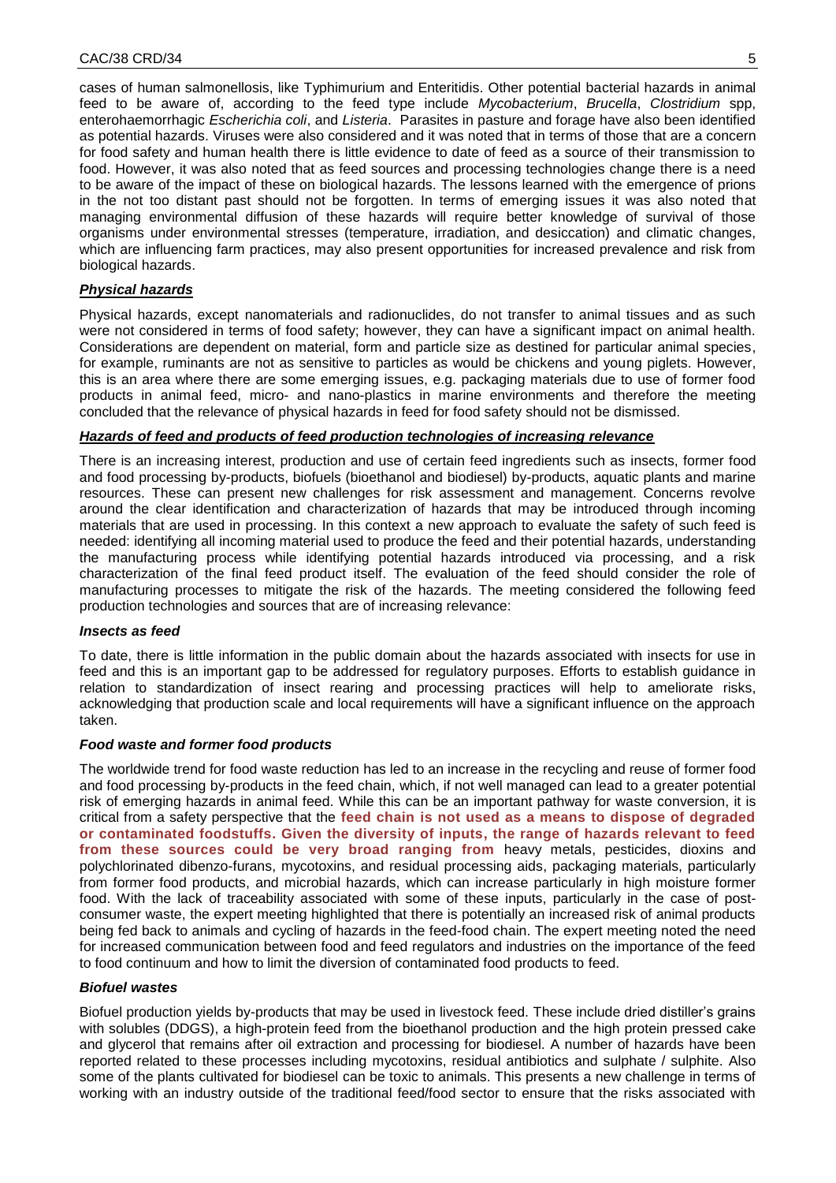cases of human salmonellosis, like Typhimurium and Enteritidis. Other potential bacterial hazards in animal feed to be aware of, according to the feed type include *Mycobacterium*, *Brucella*, *Clostridium* spp, enterohaemorrhagic *Escherichia coli*, and *Listeria*. Parasites in pasture and forage have also been identified as potential hazards. Viruses were also considered and it was noted that in terms of those that are a concern for food safety and human health there is little evidence to date of feed as a source of their transmission to food. However, it was also noted that as feed sources and processing technologies change there is a need to be aware of the impact of these on biological hazards. The lessons learned with the emergence of prions in the not too distant past should not be forgotten. In terms of emerging issues it was also noted that managing environmental diffusion of these hazards will require better knowledge of survival of those organisms under environmental stresses (temperature, irradiation, and desiccation) and climatic changes, which are influencing farm practices, may also present opportunities for increased prevalence and risk from biological hazards.

***Physical hazards***

Physical hazards, except nanomaterials and radionuclides, do not transfer to animal tissues and as such were not considered in terms of food safety; however, they can have a significant impact on animal health. Considerations are dependent on material, form and particle size as destined for particular animal species, for example, ruminants are not as sensitive to particles as would be chickens and young piglets. However, this is an area where there are some emerging issues, e.g. packaging materials due to use of former food products in animal feed, micro- and nano-plastics in marine environments and therefore the meeting concluded that the relevance of physical hazards in feed for food safety should not be dismissed.

***Hazards of feed and products of feed production technologies of increasing relevance***

There is an increasing interest, production and use of certain feed ingredients such as insects, former food and food processing by-products, biofuels (bioethanol and biodiesel) by-products, aquatic plants and marine resources. These can present new challenges for risk assessment and management. Concerns revolve around the clear identification and characterization of hazards that may be introduced through incoming materials that are used in processing. In this context a new approach to evaluate the safety of such feed is needed: identifying all incoming material used to produce the feed and their potential hazards, understanding the manufacturing process while identifying potential hazards introduced via processing, and a risk characterization of the final feed product itself. The evaluation of the feed should consider the role of manufacturing processes to mitigate the risk of the hazards. The meeting considered the following feed production technologies and sources that are of increasing relevance:

***Insects as feed***

To date, there is little information in the public domain about the hazards associated with insects for use in feed and this is an important gap to be addressed for regulatory purposes. Efforts to establish guidance in relation to standardization of insect rearing and processing practices will help to ameliorate risks, acknowledging that production scale and local requirements will have a significant influence on the approach taken.

***Food waste and former food products***

The worldwide trend for food waste reduction has led to an increase in the recycling and reuse of former food and food processing by-products in the feed chain, which, if not well managed can lead to a greater potential risk of emerging hazards in animal feed. While this can be an important pathway for waste conversion, it is critical from a safety perspective that the **feed chain is not used as a means to dispose of degraded or contaminated foodstuffs. Given the diversity of inputs, the range of hazards relevant to feed from these sources could be very broad ranging from** heavy metals, pesticides, dioxins and polychlorinated dibenzo-furans, mycotoxins, and residual processing aids, packaging materials, particularly from former food products, and microbial hazards, which can increase particularly in high moisture former food. With the lack of traceability associated with some of these inputs, particularly in the case of post-consumer waste, the expert meeting highlighted that there is potentially an increased risk of animal products being fed back to animals and cycling of hazards in the feed-food chain. The expert meeting noted the need for increased communication between food and feed regulators and industries on the importance of the feed to food continuum and how to limit the diversion of contaminated food products to feed.

***Biofuel wastes***

Biofuel production yields by-products that may be used in livestock feed. These include dried distiller's grains with solubles (DDGS), a high-protein feed from the bioethanol production and the high protein pressed cake and glycerol that remains after oil extraction and processing for biodiesel. A number of hazards have been reported related to these processes including mycotoxins, residual antibiotics and sulphate / sulphite. Also some of the plants cultivated for biodiesel can be toxic to animals. This presents a new challenge in terms of working with an industry outside of the traditional feed/food sector to ensure that the risks associated with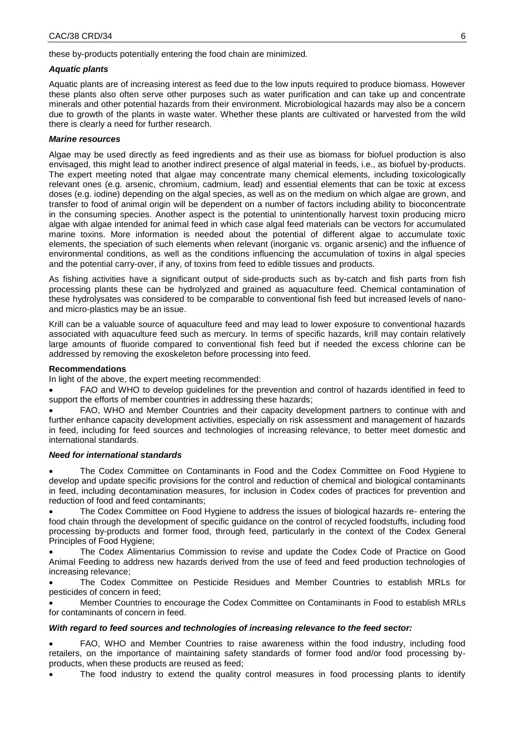these by-products potentially entering the food chain are minimized.

***Aquatic plants***

Aquatic plants are of increasing interest as feed due to the low inputs required to produce biomass. However these plants also often serve other purposes such as water purification and can take up and concentrate minerals and other potential hazards from their environment. Microbiological hazards may also be a concern due to growth of the plants in waste water. Whether these plants are cultivated or harvested from the wild there is clearly a need for further research.

***Marine resources***

Algae may be used directly as feed ingredients and as their use as biomass for biofuel production is also envisaged, this might lead to another indirect presence of algal material in feeds, i.e., as biofuel by-products. The expert meeting noted that algae may concentrate many chemical elements, including toxicologically relevant ones (e.g. arsenic, chromium, cadmium, lead) and essential elements that can be toxic at excess doses (e.g. iodine) depending on the algal species, as well as on the medium on which algae are grown, and transfer to food of animal origin will be dependent on a number of factors including ability to bioconcentrate in the consuming species. Another aspect is the potential to unintentionally harvest toxin producing micro algae with algae intended for animal feed in which case algal feed materials can be vectors for accumulated marine toxins. More information is needed about the potential of different algae to accumulate toxic elements, the speciation of such elements when relevant (inorganic vs. organic arsenic) and the influence of environmental conditions, as well as the conditions influencing the accumulation of toxins in algal species and the potential carry-over, if any, of toxins from feed to edible tissues and products.

As fishing activities have a significant output of side-products such as by-catch and fish parts from fish processing plants these can be hydrolyzed and grained as aquaculture feed. Chemical contamination of these hydrolysates was considered to be comparable to conventional fish feed but increased levels of nano- and micro-plastics may be an issue.

Krill can be a valuable source of aquaculture feed and may lead to lower exposure to conventional hazards associated with aquaculture feed such as mercury. In terms of specific hazards, krill may contain relatively large amounts of fluoride compared to conventional fish feed but if needed the excess chlorine can be addressed by removing the exoskeleton before processing into feed.

**Recommendations**

In light of the above, the expert meeting recommended:

- FAO and WHO to develop guidelines for the prevention and control of hazards identified in feed to support the efforts of member countries in addressing these hazards;
- FAO, WHO and Member Countries and their capacity development partners to continue with and further enhance capacity development activities, especially on risk assessment and management of hazards in feed, including for feed sources and technologies of increasing relevance, to better meet domestic and international standards.

***Need for international standards***

- The Codex Committee on Contaminants in Food and the Codex Committee on Food Hygiene to develop and update specific provisions for the control and reduction of chemical and biological contaminants in feed, including decontamination measures, for inclusion in Codex codes of practices for prevention and reduction of food and feed contaminants;
- The Codex Committee on Food Hygiene to address the issues of biological hazards re- entering the food chain through the development of specific guidance on the control of recycled foodstuffs, including food processing by-products and former food, through feed, particularly in the context of the Codex General Principles of Food Hygiene;
- The Codex Alimentarius Commission to revise and update the Codex Code of Practice on Good Animal Feeding to address new hazards derived from the use of feed and feed production technologies of increasing relevance;
- The Codex Committee on Pesticide Residues and Member Countries to establish MRLs for pesticides of concern in feed;
- Member Countries to encourage the Codex Committee on Contaminants in Food to establish MRLs for contaminants of concern in feed.

***With regard to feed sources and technologies of increasing relevance to the feed sector:***

- FAO, WHO and Member Countries to raise awareness within the food industry, including food retailers, on the importance of maintaining safety standards of former food and/or food processing by-products, when these products are reused as feed;
- The food industry to extend the quality control measures in food processing plants to identify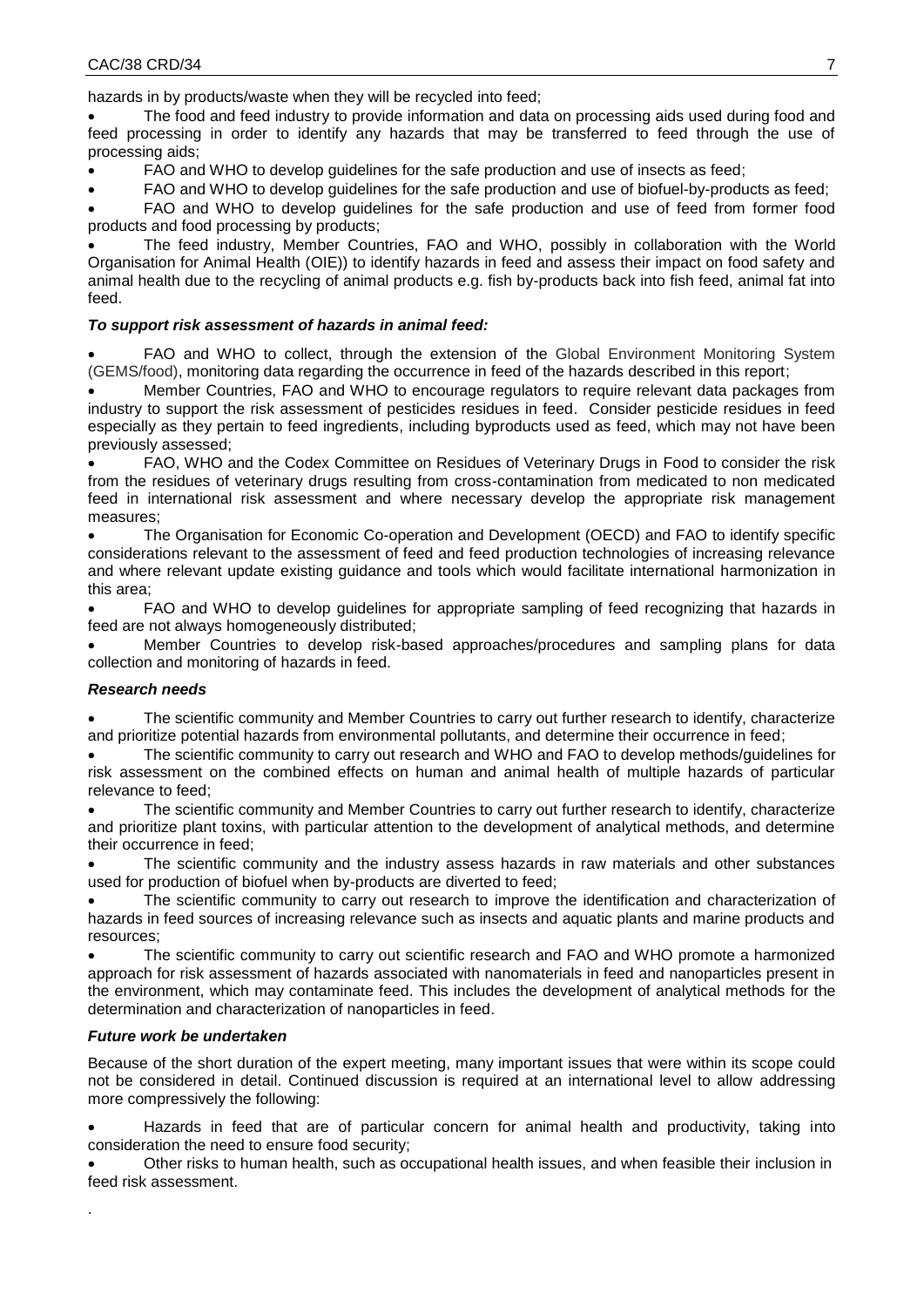hazards in by products/waste when they will be recycled into feed;

- The food and feed industry to provide information and data on processing aids used during food and feed processing in order to identify any hazards that may be transferred to feed through the use of processing aids;
- FAO and WHO to develop guidelines for the safe production and use of insects as feed;
- FAO and WHO to develop guidelines for the safe production and use of biofuel-by-products as feed;
- FAO and WHO to develop guidelines for the safe production and use of feed from former food products and food processing by products;
- The feed industry, Member Countries, FAO and WHO, possibly in collaboration with the World Organisation for Animal Health (OIE)) to identify hazards in feed and assess their impact on food safety and animal health due to the recycling of animal products e.g. fish by-products back into fish feed, animal fat into feed.

***To support risk assessment of hazards in animal feed:***

- FAO and WHO to collect, through the extension of the Global Environment Monitoring System (GEMS/food), monitoring data regarding the occurrence in feed of the hazards described in this report;
- Member Countries, FAO and WHO to encourage regulators to require relevant data packages from industry to support the risk assessment of pesticides residues in feed. Consider pesticide residues in feed especially as they pertain to feed ingredients, including byproducts used as feed, which may not have been previously assessed;
- FAO, WHO and the Codex Committee on Residues of Veterinary Drugs in Food to consider the risk from the residues of veterinary drugs resulting from cross-contamination from medicated to non medicated feed in international risk assessment and where necessary develop the appropriate risk management measures;
- The Organisation for Economic Co-operation and Development (OECD) and FAO to identify specific considerations relevant to the assessment of feed and feed production technologies of increasing relevance and where relevant update existing guidance and tools which would facilitate international harmonization in this area;
- FAO and WHO to develop guidelines for appropriate sampling of feed recognizing that hazards in feed are not always homogeneously distributed;
- Member Countries to develop risk-based approaches/procedures and sampling plans for data collection and monitoring of hazards in feed.

***Research needs***

- The scientific community and Member Countries to carry out further research to identify, characterize and prioritize potential hazards from environmental pollutants, and determine their occurrence in feed;
- The scientific community to carry out research and WHO and FAO to develop methods/guidelines for risk assessment on the combined effects on human and animal health of multiple hazards of particular relevance to feed;
- The scientific community and Member Countries to carry out further research to identify, characterize and prioritize plant toxins, with particular attention to the development of analytical methods, and determine their occurrence in feed;
- The scientific community and the industry assess hazards in raw materials and other substances used for production of biofuel when by-products are diverted to feed;
- The scientific community to carry out research to improve the identification and characterization of hazards in feed sources of increasing relevance such as insects and aquatic plants and marine products and resources;
- The scientific community to carry out scientific research and FAO and WHO promote a harmonized approach for risk assessment of hazards associated with nanomaterials in feed and nanoparticles present in the environment, which may contaminate feed. This includes the development of analytical methods for the determination and characterization of nanoparticles in feed.

***Future work be undertaken***

Because of the short duration of the expert meeting, many important issues that were within its scope could not be considered in detail. Continued discussion is required at an international level to allow addressing more compressively the following:

- Hazards in feed that are of particular concern for animal health and productivity, taking into consideration the need to ensure food security;
- Other risks to human health, such as occupational health issues, and when feasible their inclusion in feed risk assessment.

.